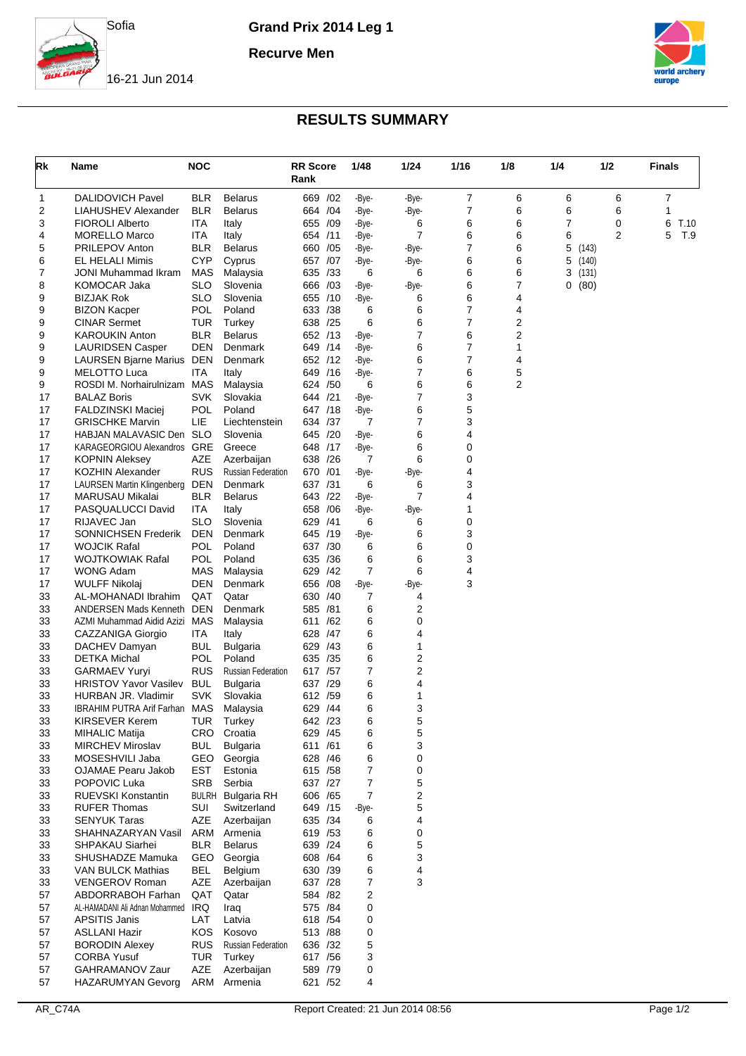Sofia

Grand Prix 2014 Leg 1

Recurve Men

16-21 Jun 2014

# RESULTS SUMMARY

| Rk | Name | NOC | | RR Score Rank | 1/48 | 1/24 | 1/16 | 1/8 | 1/4 | 1/2 | Finals |
|---|---|---|---|---|---|---|---|---|---|---|---|
| 1 | DALIDOVICH Pavel | BLR | Belarus | 669 /02 | -Bye- | -Bye- | 7 | 6 | 6 | 6 | 7 |
| 2 | LIAHUSHEV Alexander | BLR | Belarus | 664 /04 | -Bye- | -Bye- | 7 | 6 | 6 | 6 | 1 |
| 3 | FIOROLI Alberto | ITA | Italy | 655 /09 | -Bye- | 6 | 6 | 6 | 7 | 0 | 6 T.10 |
| 4 | MORELLO Marco | ITA | Italy | 654 /11 | -Bye- | 7 | 6 | 6 | 6 | 2 | 5 T.9 |
| 5 | PRILEPOV Anton | BLR | Belarus | 660 /05 | -Bye- | -Bye- | 7 | 6 | 5 (143) | | |
| 6 | EL HELALI Mimis | CYP | Cyprus | 657 /07 | -Bye- | -Bye- | 6 | 6 | 5 (140) | | |
| 7 | JONI Muhammad Ikram | MAS | Malaysia | 635 /33 | 6 | 6 | 6 | 6 | 3 (131) | | |
| 8 | KOMOCAR Jaka | SLO | Slovenia | 666 /03 | -Bye- | -Bye- | 6 | 7 | 0 (80) | | |
| 9 | BIZJAK Rok | SLO | Slovenia | 655 /10 | -Bye- | 6 | 6 | 4 | | | |
| 9 | BIZON Kacper | POL | Poland | 633 /38 | 6 | 6 | 7 | 4 | | | |
| 9 | CINAR Sermet | TUR | Turkey | 638 /25 | 6 | 6 | 7 | 2 | | | |
| 9 | KAROUKIN Anton | BLR | Belarus | 652 /13 | -Bye- | 7 | 6 | 2 | | | |
| 9 | LAURIDSEN Casper | DEN | Denmark | 649 /14 | -Bye- | 6 | 7 | 1 | | | |
| 9 | LAURSEN Bjarne Marius | DEN | Denmark | 652 /12 | -Bye- | 6 | 7 | 4 | | | |
| 9 | MELOTTO Luca | ITA | Italy | 649 /16 | -Bye- | 7 | 6 | 5 | | | |
| 9 | ROSDI M. Norhairulnizam | MAS | Malaysia | 624 /50 | 6 | 6 | 6 | 2 | | | |
| 17 | BALAZ Boris | SVK | Slovakia | 644 /21 | -Bye- | 7 | 3 | | | | |
| 17 | FALDZINSKI Maciej | POL | Poland | 647 /18 | -Bye- | 6 | 5 | | | | |
| 17 | GRISCHKE Marvin | LIE | Liechtenstein | 634 /37 | 7 | 7 | 3 | | | | |
| 17 | HABJAN MALAVASIC Den | SLO | Slovenia | 645 /20 | -Bye- | 6 | 4 | | | | |
| 17 | KARAGEORGIOU Alexandros | GRE | Greece | 648 /17 | -Bye- | 6 | 0 | | | | |
| 17 | KOPNIN Aleksey | AZE | Azerbaijan | 638 /26 | 7 | 6 | 0 | | | | |
| 17 | KOZHIN Alexander | RUS | Russian Federation | 670 /01 | -Bye- | -Bye- | 4 | | | | |
| 17 | LAURSEN Martin Klingenberg | DEN | Denmark | 637 /31 | 6 | 6 | 3 | | | | |
| 17 | MARUSAU Mikalai | BLR | Belarus | 643 /22 | -Bye- | 7 | 4 | | | | |
| 17 | PASQUALUCCI David | ITA | Italy | 658 /06 | -Bye- | -Bye- | 1 | | | | |
| 17 | RIJAVEC Jan | SLO | Slovenia | 629 /41 | 6 | 6 | 0 | | | | |
| 17 | SONNICHSEN Frederik | DEN | Denmark | 645 /19 | -Bye- | 6 | 3 | | | | |
| 17 | WOJCIK Rafal | POL | Poland | 637 /30 | 6 | 6 | 0 | | | | |
| 17 | WOJTKOWIAK Rafal | POL | Poland | 635 /36 | 6 | 6 | 3 | | | | |
| 17 | WONG Adam | MAS | Malaysia | 629 /42 | 7 | 6 | 4 | | | | |
| 17 | WULFF Nikolaj | DEN | Denmark | 656 /08 | -Bye- | -Bye- | 3 | | | | |
| 33 | AL-MOHANADI Ibrahim | QAT | Qatar | 630 /40 | 7 | 4 | | | | | |
| 33 | ANDERSEN Mads Kenneth | DEN | Denmark | 585 /81 | 6 | 2 | | | | | |
| 33 | AZMI Muhammad Aidid Azizi | MAS | Malaysia | 611 /62 | 6 | 0 | | | | | |
| 33 | CAZZANIGA Giorgio | ITA | Italy | 628 /47 | 6 | 4 | | | | | |
| 33 | DACHEV Damyan | BUL | Bulgaria | 629 /43 | 6 | 1 | | | | | |
| 33 | DETKA Michal | POL | Poland | 635 /35 | 6 | 2 | | | | | |
| 33 | GARMAEV Yuryi | RUS | Russian Federation | 617 /57 | 7 | 2 | | | | | |
| 33 | HRISTOV Yavor Vasilev | BUL | Bulgaria | 637 /29 | 6 | 4 | | | | | |
| 33 | HURBAN JR. Vladimir | SVK | Slovakia | 612 /59 | 6 | 1 | | | | | |
| 33 | IBRAHIM PUTRA Arif Farhan | MAS | Malaysia | 629 /44 | 6 | 3 | | | | | |
| 33 | KIRSEVER Kerem | TUR | Turkey | 642 /23 | 6 | 5 | | | | | |
| 33 | MIHALIC Matija | CRO | Croatia | 629 /45 | 6 | 5 | | | | | |
| 33 | MIRCHEV Miroslav | BUL | Bulgaria | 611 /61 | 6 | 3 | | | | | |
| 33 | MOSESHVILI Jaba | GEO | Georgia | 628 /46 | 6 | 0 | | | | | |
| 33 | OJAMAE Pearu Jakob | EST | Estonia | 615 /58 | 7 | 0 | | | | | |
| 33 | POPOVIC Luka | SRB | Serbia | 637 /27 | 7 | 5 | | | | | |
| 33 | RUEVSKI Konstantin | BULRH | Bulgaria RH | 606 /65 | 7 | 2 | | | | | |
| 33 | RUFER Thomas | SUI | Switzerland | 649 /15 | -Bye- | 5 | | | | | |
| 33 | SENYUK Taras | AZE | Azerbaijan | 635 /34 | 6 | 4 | | | | | |
| 33 | SHAHNAZARYAN Vasil | ARM | Armenia | 619 /53 | 6 | 0 | | | | | |
| 33 | SHPAKAU Siarhei | BLR | Belarus | 639 /24 | 6 | 5 | | | | | |
| 33 | SHUSHADZE Mamuka | GEO | Georgia | 608 /64 | 6 | 3 | | | | | |
| 33 | VAN BULCK Mathias | BEL | Belgium | 630 /39 | 6 | 4 | | | | | |
| 33 | VENGEROV Roman | AZE | Azerbaijan | 637 /28 | 7 | 3 | | | | | |
| 57 | ABDORRABOH Farhan | QAT | Qatar | 584 /82 | 2 | | | | | | |
| 57 | AL-HAMADANI Ali Adnan Mohammed | IRQ | Iraq | 575 /84 | 0 | | | | | | |
| 57 | APSITIS Janis | LAT | Latvia | 618 /54 | 0 | | | | | | |
| 57 | ASLLANI Hazir | KOS | Kosovo | 513 /88 | 0 | | | | | | |
| 57 | BORODIN Alexey | RUS | Russian Federation | 636 /32 | 5 | | | | | | |
| 57 | CORBA Yusuf | TUR | Turkey | 617 /56 | 3 | | | | | | |
| 57 | GAHRAMANOV Zaur | AZE | Azerbaijan | 589 /79 | 0 | | | | | | |
| 57 | HAZARUMYAN Gevorg | ARM | Armenia | 621 /52 | 4 | | | | | | |

AR_C74A    Report Created: 21 Jun 2014 08:56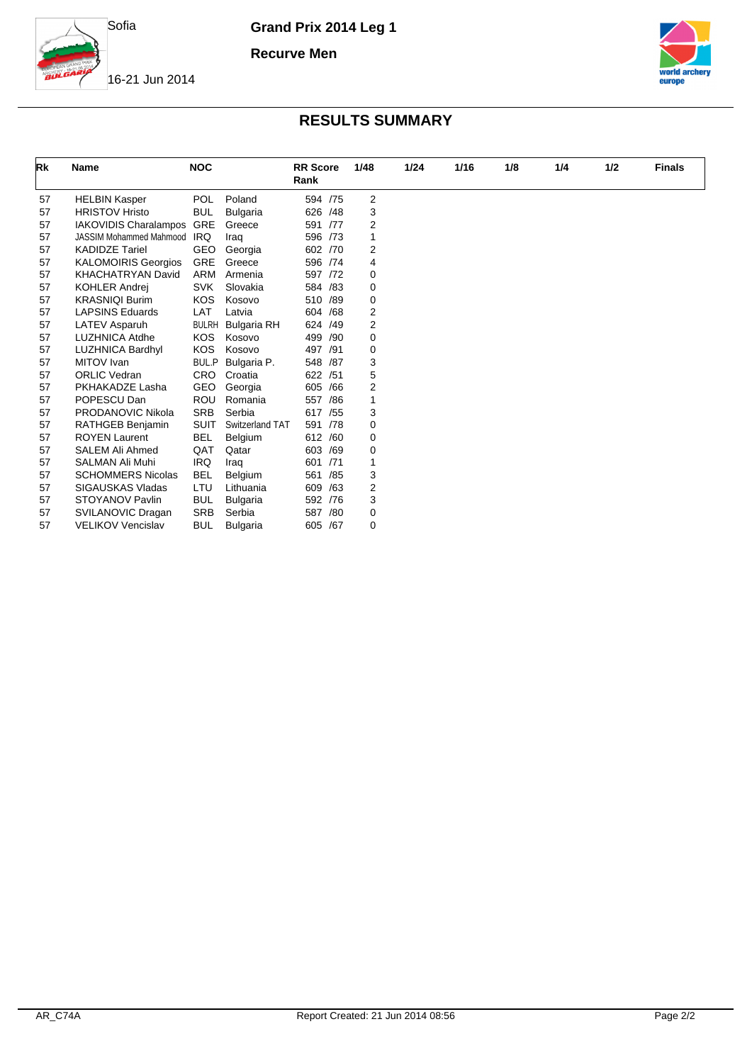Sofia

# Grand Prix 2014 Leg 1

## Recurve Men

16-21 Jun 2014

## RESULTS SUMMARY

| Rk | Name | NOC | | RR Score Rank | 1/48 | 1/24 | 1/16 | 1/8 | 1/4 | 1/2 | Finals |
|---|---|---|---|---|---|---|---|---|---|---|---|
| 57 | HELBIN Kasper | POL | Poland | 594 /75 | 2 | | | | | | |
| 57 | HRISTOV Hristo | BUL | Bulgaria | 626 /48 | 3 | | | | | | |
| 57 | IAKOVIDIS Charalampos | GRE | Greece | 591 /77 | 2 | | | | | | |
| 57 | JASSIM Mohammed Mahmood | IRQ | Iraq | 596 /73 | 1 | | | | | | |
| 57 | KADIDZE Tariel | GEO | Georgia | 602 /70 | 2 | | | | | | |
| 57 | KALOMOIRIS Georgios | GRE | Greece | 596 /74 | 4 | | | | | | |
| 57 | KHACHATRYAN David | ARM | Armenia | 597 /72 | 0 | | | | | | |
| 57 | KOHLER Andrej | SVK | Slovakia | 584 /83 | 0 | | | | | | |
| 57 | KRASNIQI Burim | KOS | Kosovo | 510 /89 | 0 | | | | | | |
| 57 | LAPSINS Eduards | LAT | Latvia | 604 /68 | 2 | | | | | | |
| 57 | LATEV Asparuh | BULRH | Bulgaria RH | 624 /49 | 2 | | | | | | |
| 57 | LUZHNICA Atdhe | KOS | Kosovo | 499 /90 | 0 | | | | | | |
| 57 | LUZHNICA Bardhyl | KOS | Kosovo | 497 /91 | 0 | | | | | | |
| 57 | MITOV Ivan | BUL.P | Bulgaria P. | 548 /87 | 3 | | | | | | |
| 57 | ORLIC Vedran | CRO | Croatia | 622 /51 | 5 | | | | | | |
| 57 | PKHAKADZE Lasha | GEO | Georgia | 605 /66 | 2 | | | | | | |
| 57 | POPESCU Dan | ROU | Romania | 557 /86 | 1 | | | | | | |
| 57 | PRODANOVIC Nikola | SRB | Serbia | 617 /55 | 3 | | | | | | |
| 57 | RATHGEB Benjamin | SUIT | Switzerland TAT | 591 /78 | 0 | | | | | | |
| 57 | ROYEN Laurent | BEL | Belgium | 612 /60 | 0 | | | | | | |
| 57 | SALEM Ali Ahmed | QAT | Qatar | 603 /69 | 0 | | | | | | |
| 57 | SALMAN Ali Muhi | IRQ | Iraq | 601 /71 | 1 | | | | | | |
| 57 | SCHOMMERS Nicolas | BEL | Belgium | 561 /85 | 3 | | | | | | |
| 57 | SIGAUSKAS Vladas | LTU | Lithuania | 609 /63 | 2 | | | | | | |
| 57 | STOYANOV Pavlin | BUL | Bulgaria | 592 /76 | 3 | | | | | | |
| 57 | SVILANOVIC Dragan | SRB | Serbia | 587 /80 | 0 | | | | | | |
| 57 | VELIKOV Vencislav | BUL | Bulgaria | 605 /67 | 0 | | | | | | |

AR_C74A Report Created: 21 Jun 2014 08:56